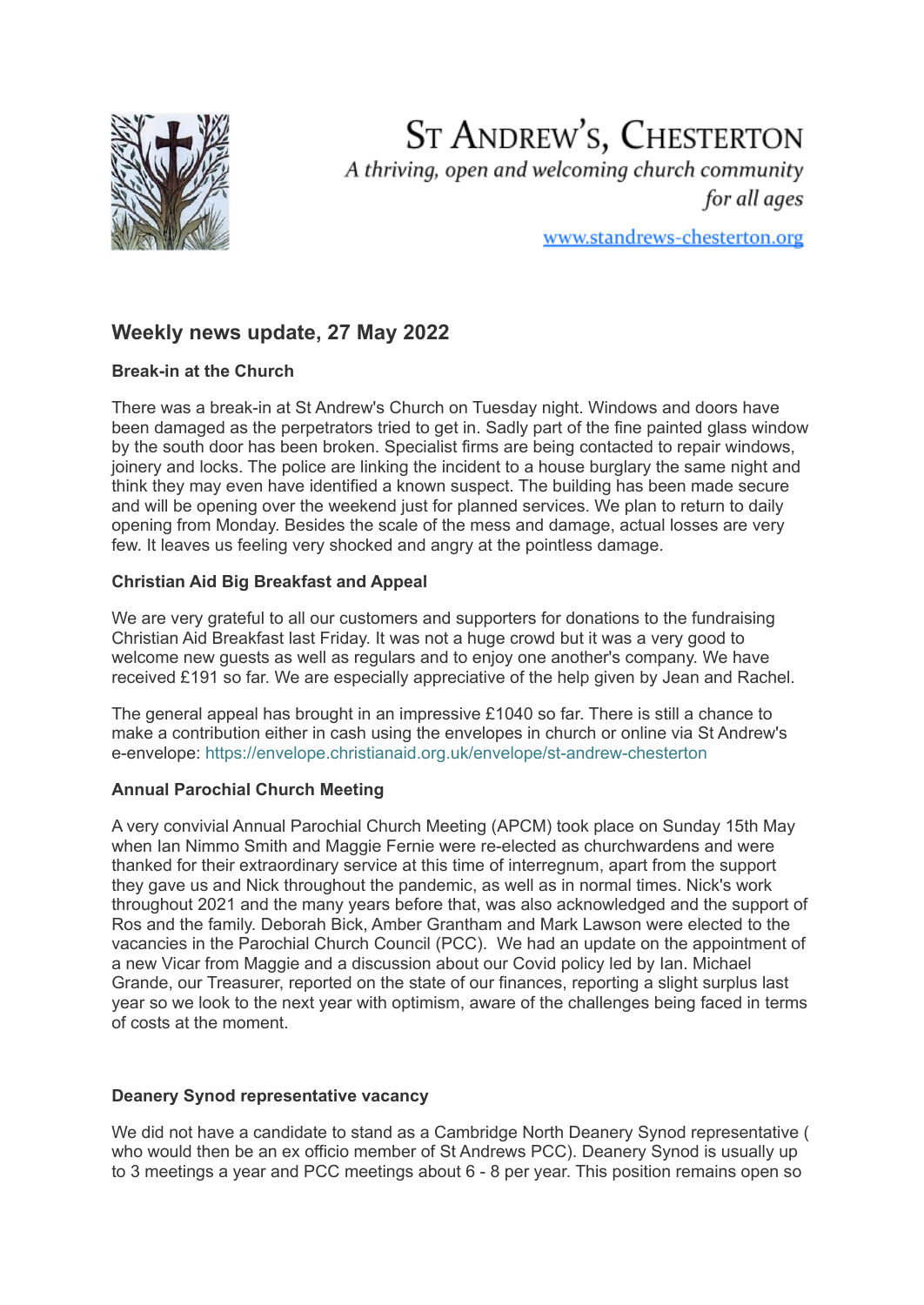# St Andrew's, Chesterton

*A thriving, open and welcoming church community for all ages*

www.standrews-chesterton.org

## Weekly news update, 27 May 2022

**Break-in at the Church**

There was a break-in at St Andrew's Church on Tuesday night. Windows and doors have been damaged as the perpetrators tried to get in. Sadly part of the fine painted glass window by the south door has been broken. Specialist firms are being contacted to repair windows, joinery and locks. The police are linking the incident to a house burglary the same night and think they may even have identified a known suspect. The building has been made secure and will be opening over the weekend just for planned services. We plan to return to daily opening from Monday. Besides the scale of the mess and damage, actual losses are very few. It leaves us feeling very shocked and angry at the pointless damage.

**Christian Aid Big Breakfast and Appeal**

We are very grateful to all our customers and supporters for donations to the fundraising Christian Aid Breakfast last Friday. It was not a huge crowd but it was a very good to welcome new guests as well as regulars and to enjoy one another's company. We have received £191 so far. We are especially appreciative of the help given by Jean and Rachel.

The general appeal has brought in an impressive £1040 so far. There is still a chance to make a contribution either in cash using the envelopes in church or online via St Andrew's e-envelope: https://envelope.christianaid.org.uk/envelope/st-andrew-chesterton

**Annual Parochial Church Meeting**

A very convivial Annual Parochial Church Meeting (APCM) took place on Sunday 15th May when Ian Nimmo Smith and Maggie Fernie were re-elected as churchwardens and were thanked for their extraordinary service at this time of interregnum, apart from the support they gave us and Nick throughout the pandemic, as well as in normal times. Nick's work throughout 2021 and the many years before that, was also acknowledged and the support of Ros and the family. Deborah Bick, Amber Grantham and Mark Lawson were elected to the vacancies in the Parochial Church Council (PCC). We had an update on the appointment of a new Vicar from Maggie and a discussion about our Covid policy led by Ian. Michael Grande, our Treasurer, reported on the state of our finances, reporting a slight surplus last year so we look to the next year with optimism, aware of the challenges being faced in terms of costs at the moment.

**Deanery Synod representative vacancy**

We did not have a candidate to stand as a Cambridge North Deanery Synod representative ( who would then be an ex officio member of St Andrews PCC). Deanery Synod is usually up to 3 meetings a year and PCC meetings about 6 - 8 per year. This position remains open so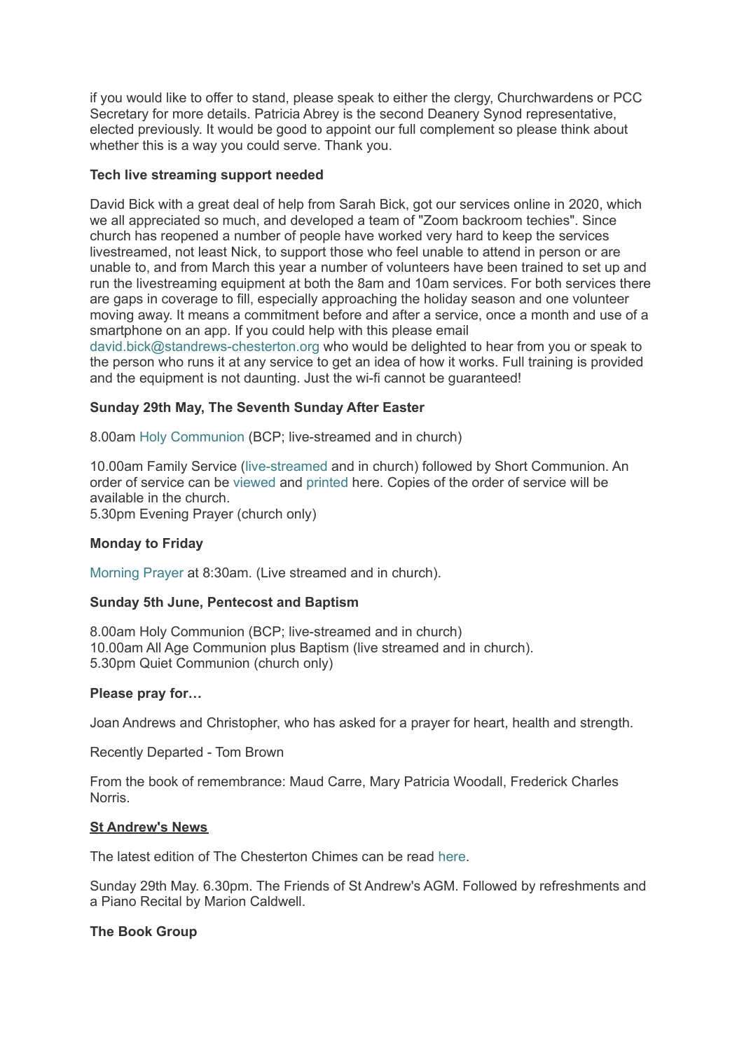if you would like to offer to stand, please speak to either the clergy, Churchwardens or PCC Secretary for more details. Patricia Abrey is the second Deanery Synod representative, elected previously. It would be good to appoint our full complement so please think about whether this is a way you could serve. Thank you.

**Tech live streaming support needed**

David Bick with a great deal of help from Sarah Bick, got our services online in 2020, which we all appreciated so much, and developed a team of "Zoom backroom techies". Since church has reopened a number of people have worked very hard to keep the services livestreamed, not least Nick, to support those who feel unable to attend in person or are unable to, and from March this year a number of volunteers have been trained to set up and run the livestreaming equipment at both the 8am and 10am services. For both services there are gaps in coverage to fill, especially approaching the holiday season and one volunteer moving away. It means a commitment before and after a service, once a month and use of a smartphone on an app. If you could help with this please email david.bick@standrews-chesterton.org who would be delighted to hear from you or speak to the person who runs it at any service to get an idea of how it works. Full training is provided and the equipment is not daunting. Just the wi-fi cannot be guaranteed!

**Sunday 29th May, The Seventh Sunday After Easter**

8.00am Holy Communion (BCP; live-streamed and in church)

10.00am Family Service (live-streamed and in church) followed by Short Communion. An order of service can be viewed and printed here. Copies of the order of service will be available in the church.
5.30pm Evening Prayer (church only)

**Monday to Friday**

Morning Prayer at 8:30am. (Live streamed and in church).

**Sunday 5th June, Pentecost and Baptism**

8.00am Holy Communion (BCP; live-streamed and in church)
10.00am All Age Communion plus Baptism (live streamed and in church).
5.30pm Quiet Communion (church only)

**Please pray for…**

Joan Andrews and Christopher, who has asked for a prayer for heart, health and strength.

Recently Departed - Tom Brown

From the book of remembrance: Maud Carre, Mary Patricia Woodall, Frederick Charles Norris.

**St Andrew's News**

The latest edition of The Chesterton Chimes can be read here.

Sunday 29th May. 6.30pm. The Friends of St Andrew's AGM. Followed by refreshments and a Piano Recital by Marion Caldwell.

**The Book Group**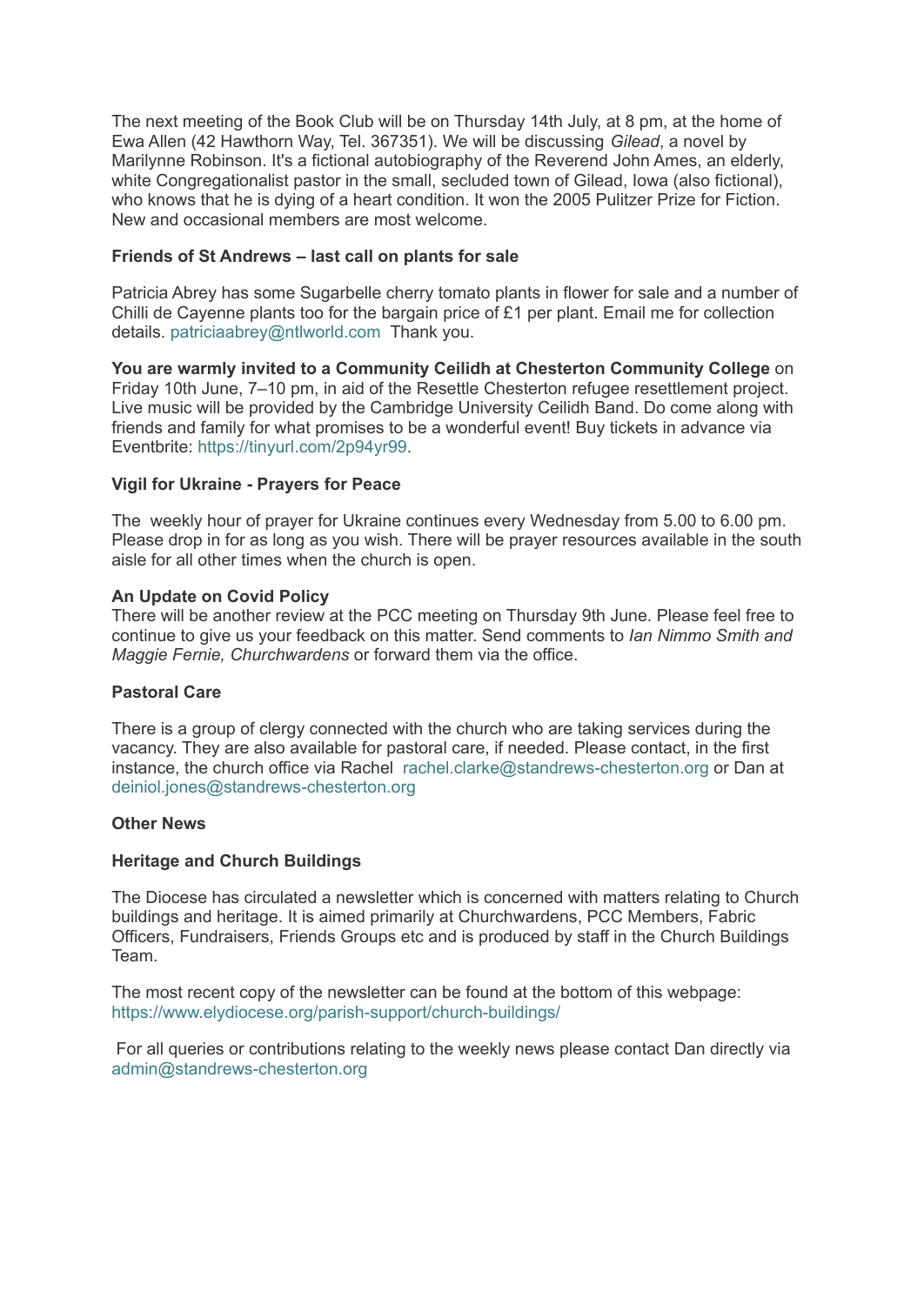The next meeting of the Book Club will be on Thursday 14th July, at 8 pm, at the home of Ewa Allen (42 Hawthorn Way, Tel. 367351). We will be discussing *Gilead*, a novel by Marilynne Robinson. It's a fictional autobiography of the Reverend John Ames, an elderly, white Congregationalist pastor in the small, secluded town of Gilead, Iowa (also fictional), who knows that he is dying of a heart condition. It won the 2005 Pulitzer Prize for Fiction. New and occasional members are most welcome.

**Friends of St Andrews – last call on plants for sale**

Patricia Abrey has some Sugarbelle cherry tomato plants in flower for sale and a number of Chilli de Cayenne plants too for the bargain price of £1 per plant. Email me for collection details. patriciaabrey@ntlworld.com  Thank you.

**You are warmly invited to a Community Ceilidh at Chesterton Community College** on Friday 10th June, 7–10 pm, in aid of the Resettle Chesterton refugee resettlement project. Live music will be provided by the Cambridge University Ceilidh Band. Do come along with friends and family for what promises to be a wonderful event! Buy tickets in advance via Eventbrite: https://tinyurl.com/2p94yr99.

**Vigil for Ukraine - Prayers for Peace**

The  weekly hour of prayer for Ukraine continues every Wednesday from 5.00 to 6.00 pm. Please drop in for as long as you wish. There will be prayer resources available in the south aisle for all other times when the church is open.

**An Update on Covid Policy**

There will be another review at the PCC meeting on Thursday 9th June. Please feel free to continue to give us your feedback on this matter. Send comments to *Ian Nimmo Smith and Maggie Fernie, Churchwardens* or forward them via the office.

**Pastoral Care**

There is a group of clergy connected with the church who are taking services during the vacancy. They are also available for pastoral care, if needed. Please contact, in the first instance, the church office via Rachel  rachel.clarke@standrews-chesterton.org or Dan at deiniol.jones@standrews-chesterton.org

**Other News**

**Heritage and Church Buildings**

The Diocese has circulated a newsletter which is concerned with matters relating to Church buildings and heritage. It is aimed primarily at Churchwardens, PCC Members, Fabric Officers, Fundraisers, Friends Groups etc and is produced by staff in the Church Buildings Team.

The most recent copy of the newsletter can be found at the bottom of this webpage: https://www.elydiocese.org/parish-support/church-buildings/

For all queries or contributions relating to the weekly news please contact Dan directly via admin@standrews-chesterton.org